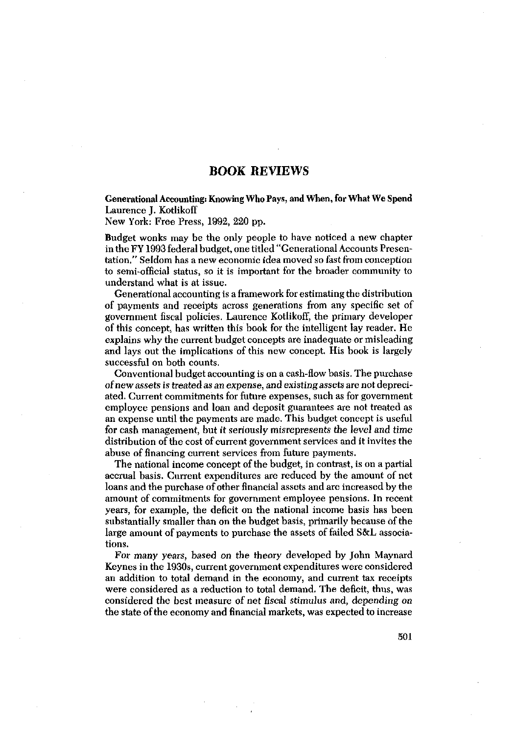# BOOK REVIEWS

**Generational Accounting: Knowing Who Pays, and When, for What We Spend**
Laurence J. Kotlikoff
New York: Free Press, 1992, 220 pp.

Budget wonks may be the only people to have noticed a new chapter in the FY 1993 federal budget, one titled "Generational Accounts Presentation." Seldom has a new economic idea moved so fast from conception to semi-official status, so it is important for the broader community to understand what is at issue.

Generational accounting is a framework for estimating the distribution of payments and receipts across generations from any specific set of government fiscal policies. Laurence Kotlikoff, the primary developer of this concept, has written this book for the intelligent lay reader. He explains why the current budget concepts are inadequate or misleading and lays out the implications of this new concept. His book is largely successful on both counts.

Conventional budget accounting is on a cash-flow basis. The purchase of new assets is treated as an expense, and existing assets are not depreciated. Current commitments for future expenses, such as for government employee pensions and loan and deposit guarantees are not treated as an expense until the payments are made. This budget concept is useful for cash management, but it seriously misrepresents the level and time distribution of the cost of current government services and it invites the abuse of financing current services from future payments.

The national income concept of the budget, in contrast, is on a partial accrual basis. Current expenditures are reduced by the amount of net loans and the purchase of other financial assets and are increased by the amount of commitments for government employee pensions. In recent years, for example, the deficit on the national income basis has been substantially smaller than on the budget basis, primarily because of the large amount of payments to purchase the assets of failed S&L associations.

For many years, based on the theory developed by John Maynard Keynes in the 1930s, current government expenditures were considered an addition to total demand in the economy, and current tax receipts were considered as a reduction to total demand. The deficit, thus, was considered the best measure of net fiscal stimulus and, depending on the state of the economy and financial markets, was expected to increase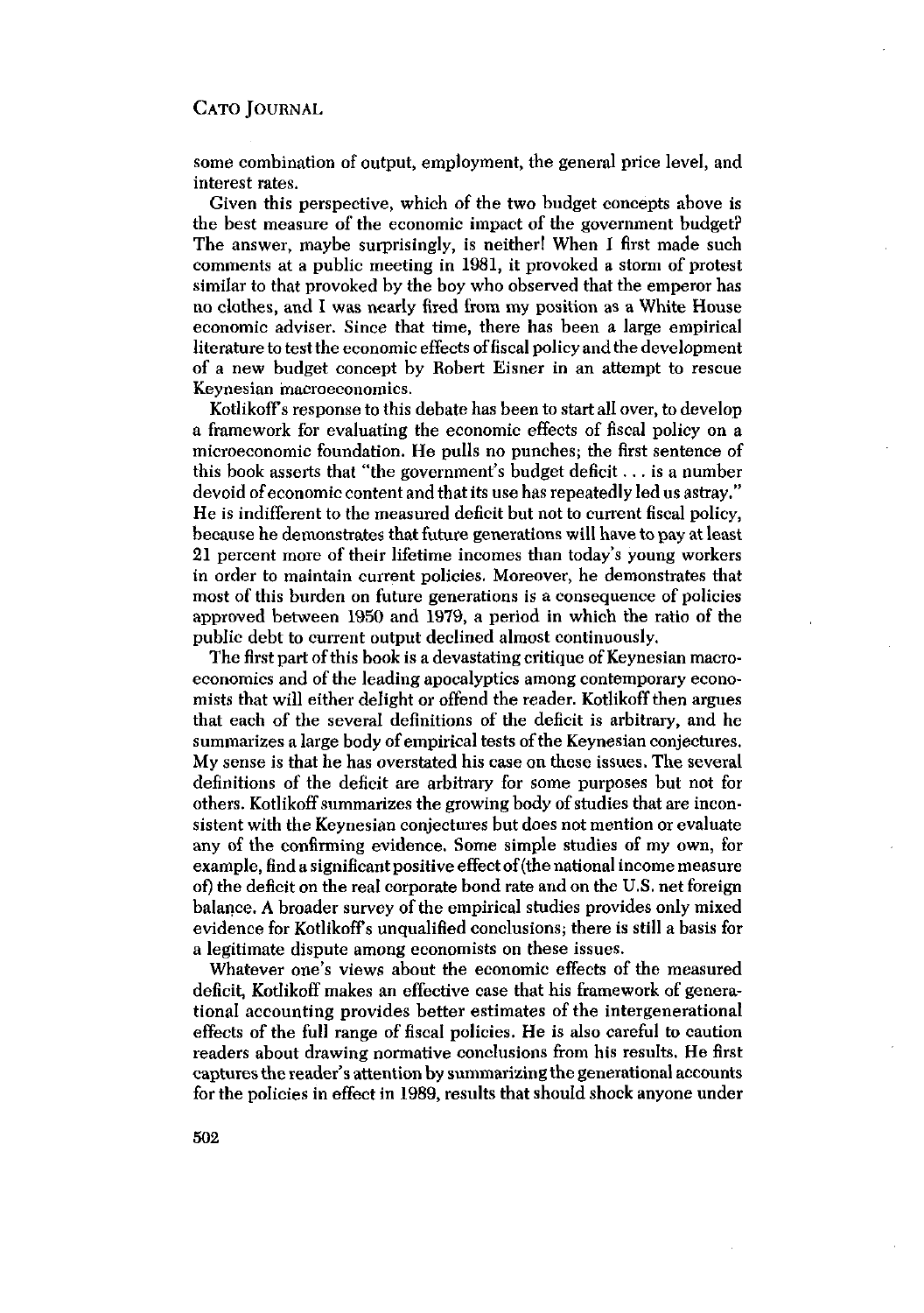some combination of output, employment, the general price level, and interest rates.

Given this perspective, which of the two budget concepts above is the best measure of the economic impact of the government budget? The answer, maybe surprisingly, is neither! When I first made such comments at a public meeting in 1981, it provoked a storm of protest similar to that provoked by the boy who observed that the emperor has no clothes, and I was nearly fired from my position as a White House economic adviser. Since that time, there has been a large empirical literature to test the economic effects of fiscal policy and the development of a new budget concept by Robert Eisner in an attempt to rescue Keynesian macroeconomics.

Kotlikoff's response to this debate has been to start all over, to develop a framework for evaluating the economic effects of fiscal policy on a microeconomic foundation. He pulls no punches; the first sentence of this book asserts that "the government's budget deficit . . . is a number devoid of economic content and that its use has repeatedly led us astray." He is indifferent to the measured deficit but not to current fiscal policy, because he demonstrates that future generations will have to pay at least 21 percent more of their lifetime incomes than today's young workers in order to maintain current policies. Moreover, he demonstrates that most of this burden on future generations is a consequence of policies approved between 1950 and 1979, a period in which the ratio of the public debt to current output declined almost continuously.

The first part of this book is a devastating critique of Keynesian macroeconomics and of the leading apocalyptics among contemporary economists that will either delight or offend the reader. Kotlikoff then argues that each of the several definitions of the deficit is arbitrary, and he summarizes a large body of empirical tests of the Keynesian conjectures. My sense is that he has overstated his case on these issues. The several definitions of the deficit are arbitrary for some purposes but not for others. Kotlikoff summarizes the growing body of studies that are inconsistent with the Keynesian conjectures but does not mention or evaluate any of the confirming evidence. Some simple studies of my own, for example, find a significant positive effect of (the national income measure of) the deficit on the real corporate bond rate and on the U.S. net foreign balance. A broader survey of the empirical studies provides only mixed evidence for Kotlikoff's unqualified conclusions; there is still a basis for a legitimate dispute among economists on these issues.

Whatever one's views about the economic effects of the measured deficit, Kotlikoff makes an effective case that his framework of generational accounting provides better estimates of the intergenerational effects of the full range of fiscal policies. He is also careful to caution readers about drawing normative conclusions from his results. He first captures the reader's attention by summarizing the generational accounts for the policies in effect in 1989, results that should shock anyone under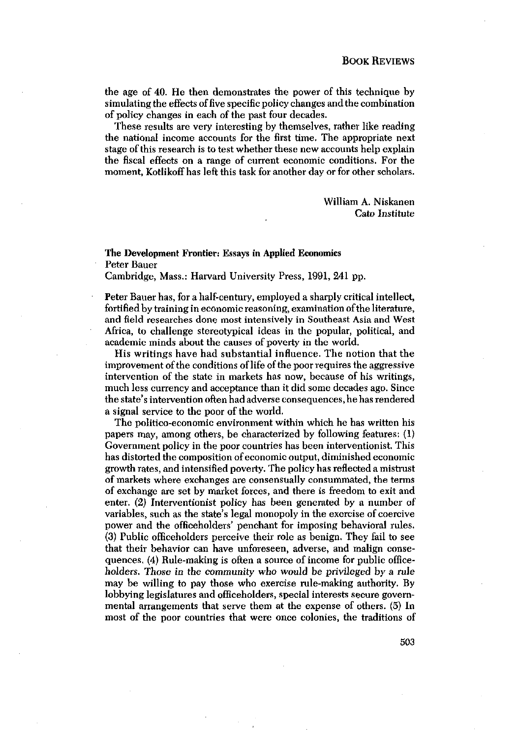the age of 40. He then demonstrates the power of this technique by simulating the effects of five specific policy changes and the combination of policy changes in each of the past four decades.

These results are very interesting by themselves, rather like reading the national income accounts for the first time. The appropriate next stage of this research is to test whether these new accounts help explain the fiscal effects on a range of current economic conditions. For the moment, Kotlikoff has left this task for another day or for other scholars.

William A. Niskanen
Cato Institute

**The Development Frontier: Essays in Applied Economics**
Peter Bauer
Cambridge, Mass.: Harvard University Press, 1991, 241 pp.

Peter Bauer has, for a half-century, employed a sharply critical intellect, fortified by training in economic reasoning, examination of the literature, and field researches done most intensively in Southeast Asia and West Africa, to challenge stereotypical ideas in the popular, political, and academic minds about the causes of poverty in the world.

His writings have had substantial influence. The notion that the improvement of the conditions of life of the poor requires the aggressive intervention of the state in markets has now, because of his writings, much less currency and acceptance than it did some decades ago. Since the state's intervention often had adverse consequences, he has rendered a signal service to the poor of the world.

The politico-economic environment within which he has written his papers may, among others, be characterized by following features: (1) Government policy in the poor countries has been interventionist. This has distorted the composition of economic output, diminished economic growth rates, and intensified poverty. The policy has reflected a mistrust of markets where exchanges are consensually consummated, the terms of exchange are set by market forces, and there is freedom to exit and enter. (2) Interventionist policy has been generated by a number of variables, such as the state's legal monopoly in the exercise of coercive power and the officeholders' penchant for imposing behavioral rules. (3) Public officeholders perceive their role as benign. They fail to see that their behavior can have unforeseen, adverse, and malign consequences. (4) Rule-making is often a source of income for public officeholders. *Those in the community who would be privileged by a rule* may be willing to pay those who exercise rule-making authority. By lobbying legislatures and officeholders, special interests secure governmental arrangements that serve them at the expense of others. (5) In most of the poor countries that were once colonies, the traditions of